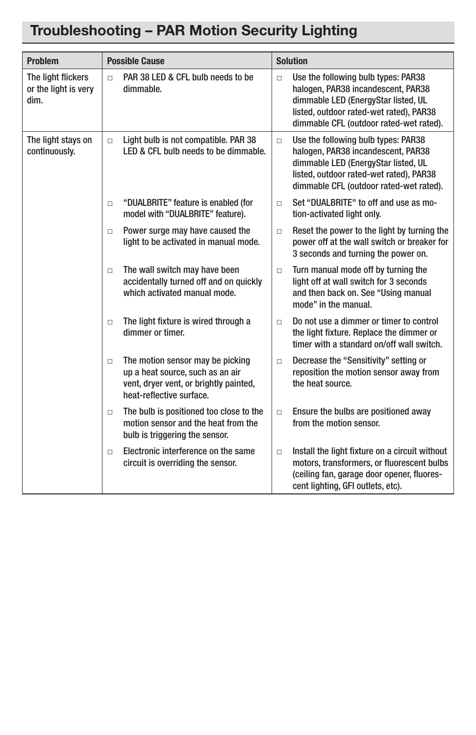# Troubleshooting – PAR Motion Security Lighting

| Problem | Possible Cause | Solution |
|---|---|---|
| The light flickers or the light is very dim. | □ PAR 38 LED & CFL bulb needs to be dimmable. | □ Use the following bulb types: PAR38 halogen, PAR38 incandescent, PAR38 dimmable LED (EnergyStar listed, UL listed, outdoor rated-wet rated), PAR38 dimmable CFL (outdoor rated-wet rated). |
| The light stays on continuously. | □ Light bulb is not compatible. PAR 38 LED & CFL bulb needs to be dimmable. | □ Use the following bulb types: PAR38 halogen, PAR38 incandescent, PAR38 dimmable LED (EnergyStar listed, UL listed, outdoor rated-wet rated), PAR38 dimmable CFL (outdoor rated-wet rated). |
| | □ "DUALBRITE" feature is enabled (for model with "DUALBRITE" feature). | □ Set "DUALBRITE" to off and use as motion-activated light only. |
| | □ Power surge may have caused the light to be activated in manual mode. | □ Reset the power to the light by turning the power off at the wall switch or breaker for 3 seconds and turning the power on. |
| | □ The wall switch may have been accidentally turned off and on quickly which activated manual mode. | □ Turn manual mode off by turning the light off at wall switch for 3 seconds and then back on. See "Using manual mode" in the manual. |
| | □ The light fixture is wired through a dimmer or timer. | □ Do not use a dimmer or timer to control the light fixture. Replace the dimmer or timer with a standard on/off wall switch. |
| | □ The motion sensor may be picking up a heat source, such as an air vent, dryer vent, or brightly painted, heat-reflective surface. | □ Decrease the "Sensitivity" setting or reposition the motion sensor away from the heat source. |
| | □ The bulb is positioned too close to the motion sensor and the heat from the bulb is triggering the sensor. | □ Ensure the bulbs are positioned away from the motion sensor. |
| | □ Electronic interference on the same circuit is overriding the sensor. | □ Install the light fixture on a circuit without motors, transformers, or fluorescent bulbs (ceiling fan, garage door opener, fluorescent lighting, GFI outlets, etc). |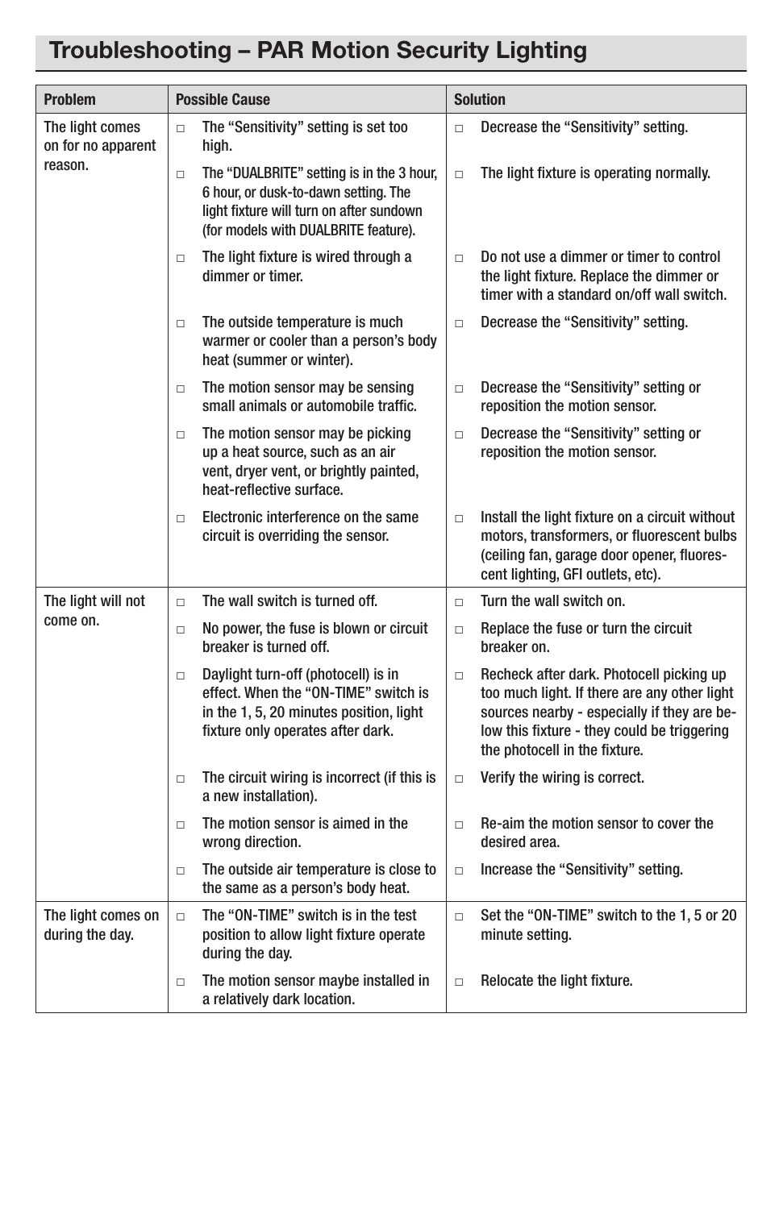# Troubleshooting – PAR Motion Security Lighting

| Problem | Possible Cause | Solution |
|---|---|---|
| The light comes on for no apparent reason. | □ The "Sensitivity" setting is set too high. | □ Decrease the "Sensitivity" setting. |
| | □ The "DUALBRITE" setting is in the 3 hour, 6 hour, or dusk-to-dawn setting. The light fixture will turn on after sundown (for models with DUALBRITE feature). | □ The light fixture is operating normally. |
| | □ The light fixture is wired through a dimmer or timer. | □ Do not use a dimmer or timer to control the light fixture. Replace the dimmer or timer with a standard on/off wall switch. |
| | □ The outside temperature is much warmer or cooler than a person's body heat (summer or winter). | □ Decrease the "Sensitivity" setting. |
| | □ The motion sensor may be sensing small animals or automobile traffic. | □ Decrease the "Sensitivity" setting or reposition the motion sensor. |
| | □ The motion sensor may be picking up a heat source, such as an air vent, dryer vent, or brightly painted, heat-reflective surface. | □ Decrease the "Sensitivity" setting or reposition the motion sensor. |
| | □ Electronic interference on the same circuit is overriding the sensor. | □ Install the light fixture on a circuit without motors, transformers, or fluorescent bulbs (ceiling fan, garage door opener, fluorescent lighting, GFI outlets, etc). |
| The light will not come on. | □ The wall switch is turned off. | □ Turn the wall switch on. |
| | □ No power, the fuse is blown or circuit breaker is turned off. | □ Replace the fuse or turn the circuit breaker on. |
| | □ Daylight turn-off (photocell) is in effect. When the "ON-TIME" switch is in the 1, 5, 20 minutes position, light fixture only operates after dark. | □ Recheck after dark. Photocell picking up too much light. If there are any other light sources nearby - especially if they are below this fixture - they could be triggering the photocell in the fixture. |
| | □ The circuit wiring is incorrect (if this is a new installation). | □ Verify the wiring is correct. |
| | □ The motion sensor is aimed in the wrong direction. | □ Re-aim the motion sensor to cover the desired area. |
| | □ The outside air temperature is close to the same as a person's body heat. | □ Increase the "Sensitivity" setting. |
| The light comes on during the day. | □ The "ON-TIME" switch is in the test position to allow light fixture operate during the day. | □ Set the "ON-TIME" switch to the 1, 5 or 20 minute setting. |
| | □ The motion sensor maybe installed in a relatively dark location. | □ Relocate the light fixture. |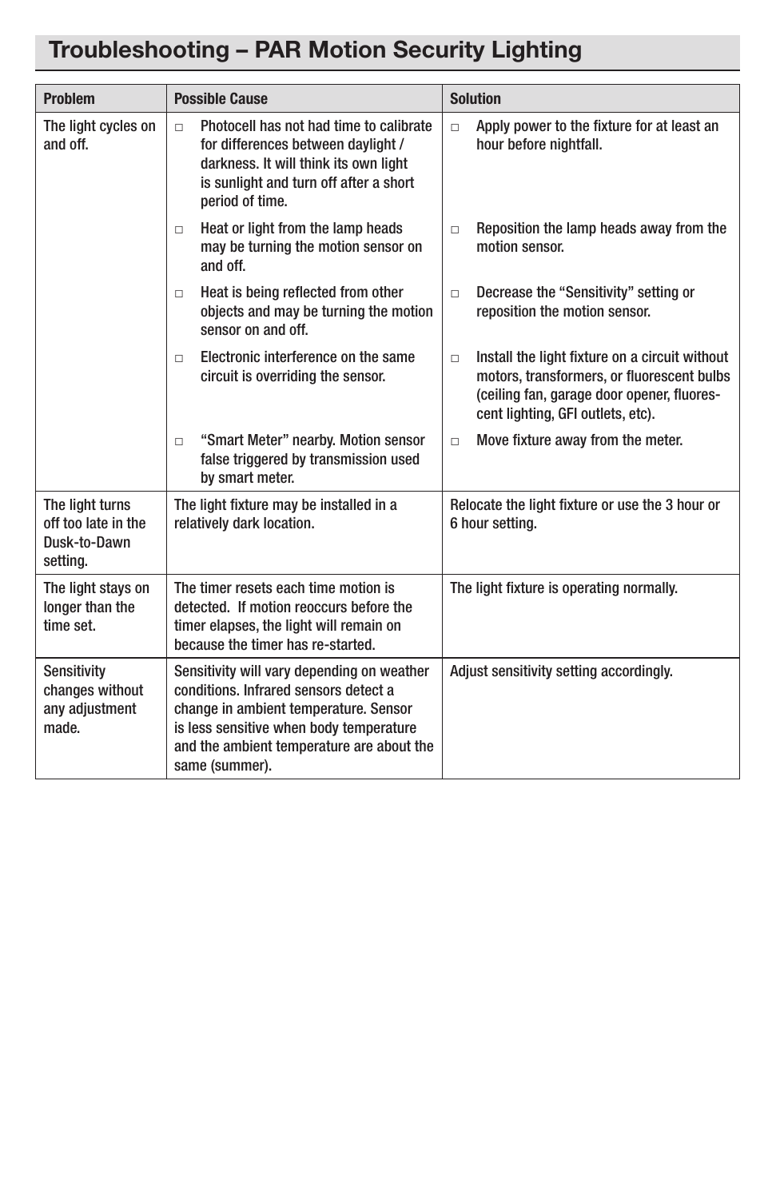## Troubleshooting – PAR Motion Security Lighting

| Problem | Possible Cause | Solution |
|---|---|---|
| The light cycles on and off. | □ Photocell has not had time to calibrate for differences between daylight / darkness. It will think its own light is sunlight and turn off after a short period of time. | □ Apply power to the fixture for at least an hour before nightfall. |
| | □ Heat or light from the lamp heads may be turning the motion sensor on and off. | □ Reposition the lamp heads away from the motion sensor. |
| | □ Heat is being reflected from other objects and may be turning the motion sensor on and off. | □ Decrease the "Sensitivity" setting or reposition the motion sensor. |
| | □ Electronic interference on the same circuit is overriding the sensor. | □ Install the light fixture on a circuit without motors, transformers, or fluorescent bulbs (ceiling fan, garage door opener, fluorescent lighting, GFI outlets, etc). |
| | □ "Smart Meter" nearby. Motion sensor false triggered by transmission used by smart meter. | □ Move fixture away from the meter. |
| The light turns off too late in the Dusk-to-Dawn setting. | The light fixture may be installed in a relatively dark location. | Relocate the light fixture or use the 3 hour or 6 hour setting. |
| The light stays on longer than the time set. | The timer resets each time motion is detected. If motion reoccurs before the timer elapses, the light will remain on because the timer has re-started. | The light fixture is operating normally. |
| Sensitivity changes without any adjustment made. | Sensitivity will vary depending on weather conditions. Infrared sensors detect a change in ambient temperature. Sensor is less sensitive when body temperature and the ambient temperature are about the same (summer). | Adjust sensitivity setting accordingly. |